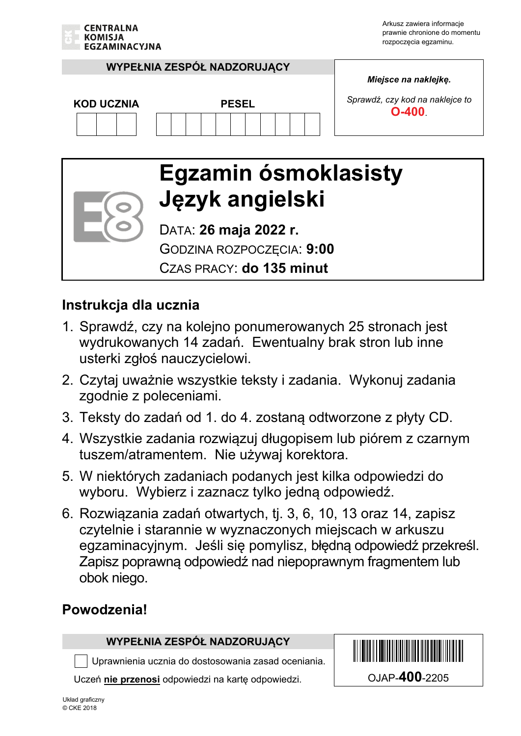CENTRALNA KOMISJA EGZAMINACYJNA

Arkusz zawiera informacje prawnie chronione do momentu rozpoczęcia egzaminu.

**WYPEŁNIA ZESPÓŁ NADZORUJĄCY**

**KOD UCZNIA** | **PESEL**

*Miejsce na naklejkę.*

*Sprawdź, czy kod na naklejce to* **O-400**.

# Egzamin ósmoklasisty
# Język angielski

DATA: **26 maja 2022 r.**

GODZINA ROZPOCZĘCIA: **9:00**

CZAS PRACY: **do 135 minut**

## Instrukcja dla ucznia

1. Sprawdź, czy na kolejno ponumerowanych 25 stronach jest wydrukowanych 14 zadań. Ewentualny brak stron lub inne usterki zgłoś nauczycielowi.
2. Czytaj uważnie wszystkie teksty i zadania. Wykonuj zadania zgodnie z poleceniami.
3. Teksty do zadań od 1. do 4. zostaną odtworzone z płyty CD.
4. Wszystkie zadania rozwiązuj długopisem lub piórem z czarnym tuszem/atramentem. Nie używaj korektora.
5. W niektórych zadaniach podanych jest kilka odpowiedzi do wyboru. Wybierz i zaznacz tylko jedną odpowiedź.
6. Rozwiązania zadań otwartych, tj. 3, 6, 10, 13 oraz 14, zapisz czytelnie i starannie w wyznaczonych miejscach w arkuszu egzaminacyjnym. Jeśli się pomylisz, błędną odpowiedź przekreśl. Zapisz poprawną odpowiedź nad niepoprawnym fragmentem lub obok niego.

## Powodzenia!

**WYPEŁNIA ZESPÓŁ NADZORUJĄCY**

☐ Uprawnienia ucznia do dostosowania zasad oceniania.

Uczeń **nie przenosi** odpowiedzi na kartę odpowiedzi.

OJAP-**400**-2205

Układ graficzny
© CKE 2018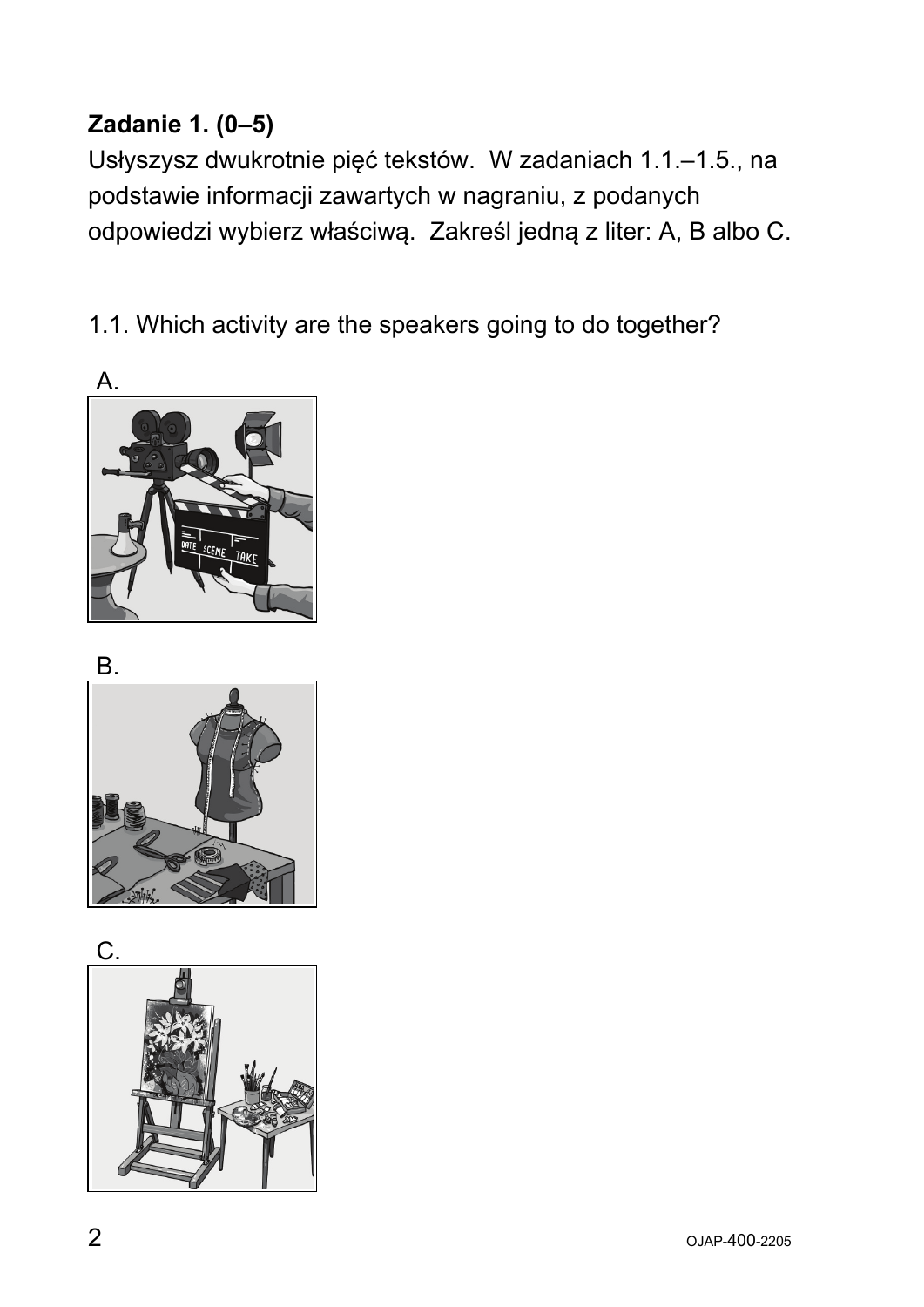**Zadanie 1. (0–5)**

Usłyszysz dwukrotnie pięć tekstów. W zadaniach 1.1.–1.5., na podstawie informacji zawartych w nagraniu, z podanych odpowiedzi wybierz właściwą. Zakreśl jedną z liter: A, B albo C.

1.1. Which activity are the speakers going to do together?

A.

B.

C.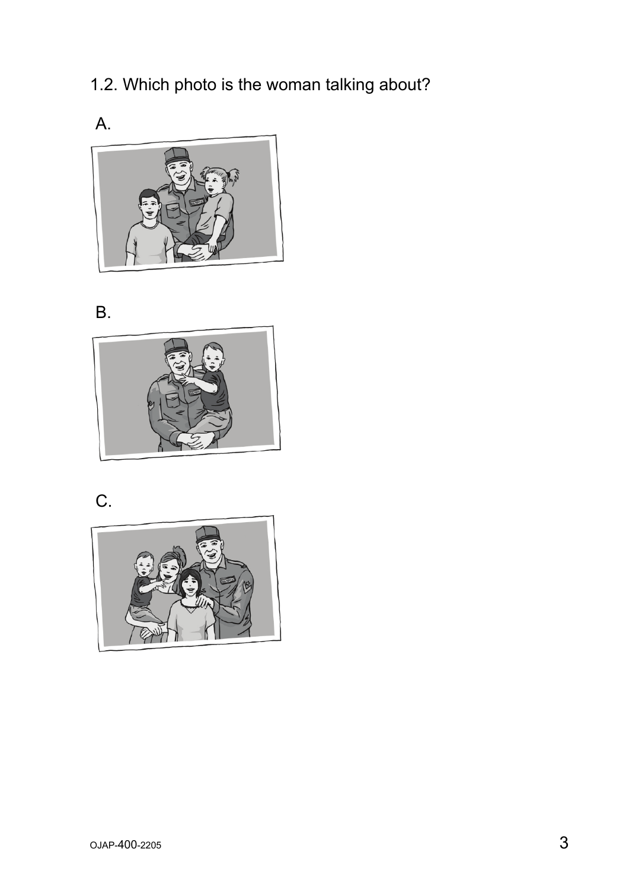1.2. Which photo is the woman talking about?

A.

B.

C.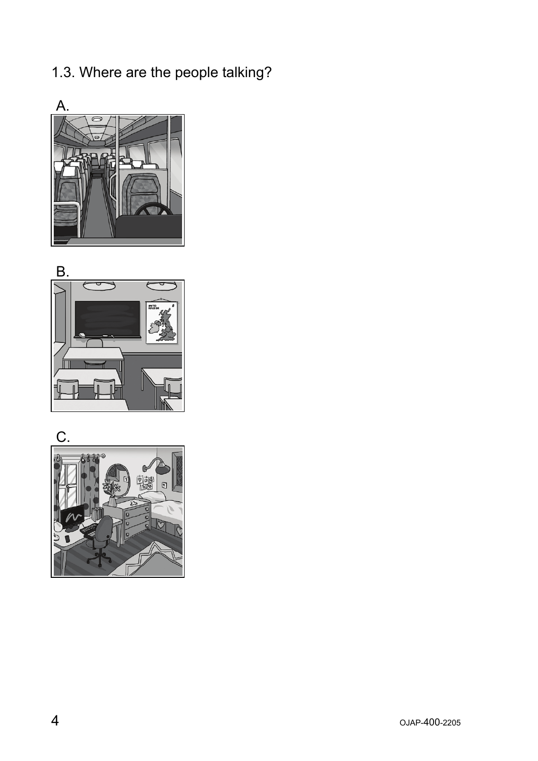1.3. Where are the people talking?

A.

B.

C.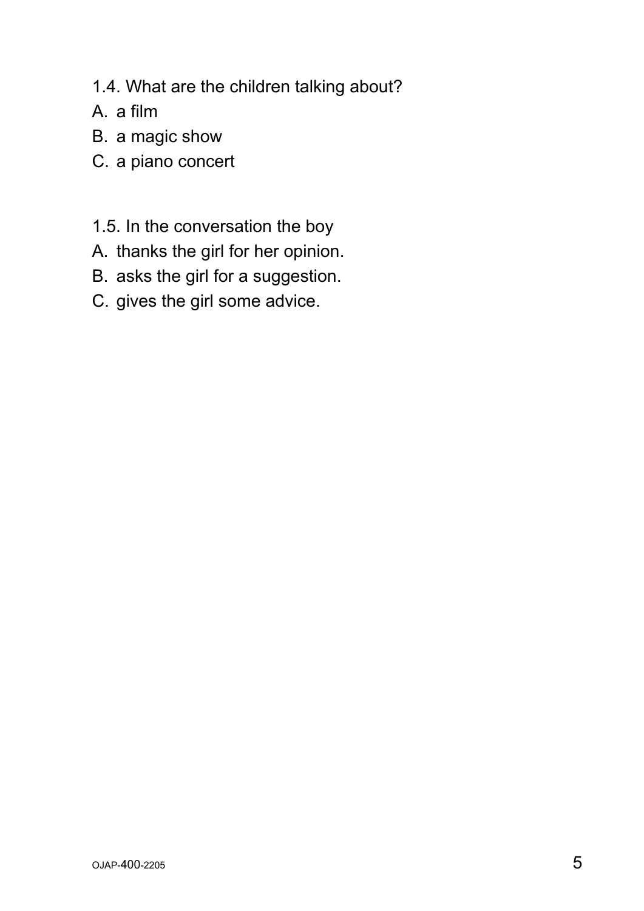1.4. What are the children talking about?

A. a film

B. a magic show

C. a piano concert

1.5. In the conversation the boy

A. thanks the girl for her opinion.

B. asks the girl for a suggestion.

C. gives the girl some advice.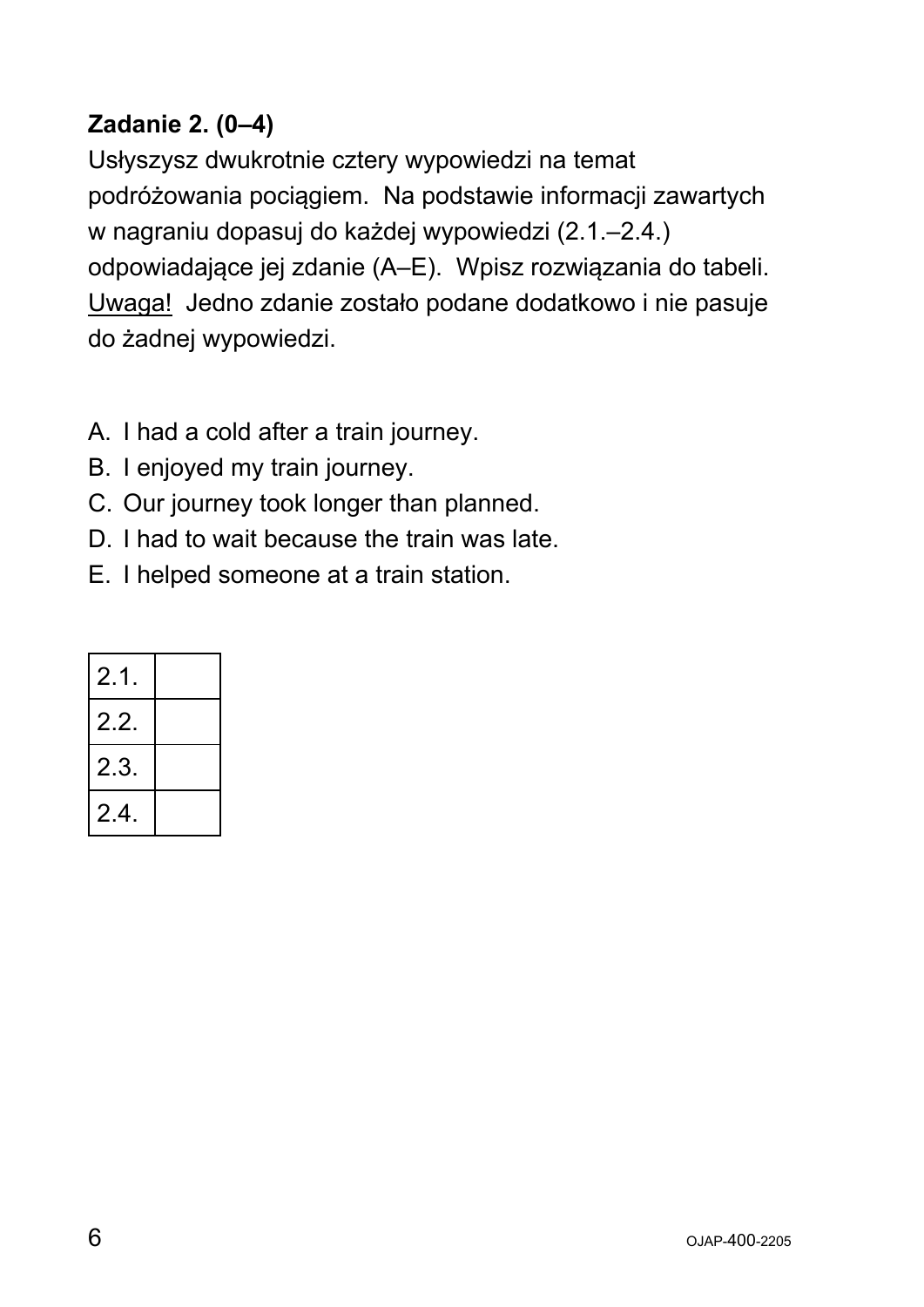**Zadanie 2. (0–4)**

Usłyszysz dwukrotnie cztery wypowiedzi na temat podróżowania pociągiem. Na podstawie informacji zawartych w nagraniu dopasuj do każdej wypowiedzi (2.1.–2.4.) odpowiadające jej zdanie (A–E). Wpisz rozwiązania do tabeli. Uwaga! Jedno zdanie zostało podane dodatkowo i nie pasuje do żadnej wypowiedzi.

A. I had a cold after a train journey.
B. I enjoyed my train journey.
C. Our journey took longer than planned.
D. I had to wait because the train was late.
E. I helped someone at a train station.

| | |
|---|---|
| 2.1. | |
| 2.2. | |
| 2.3. | |
| 2.4. | |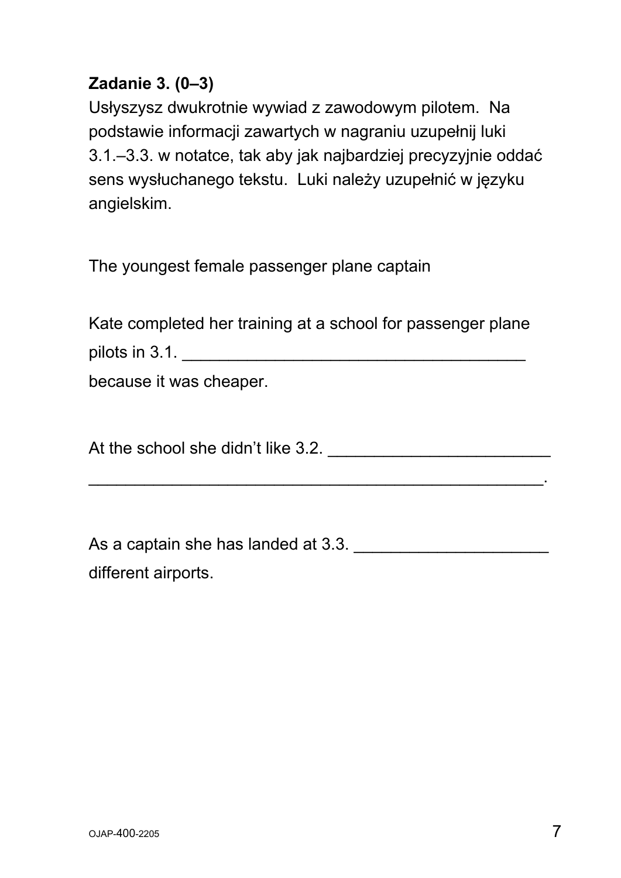**Zadanie 3. (0–3)**

Usłyszysz dwukrotnie wywiad z zawodowym pilotem. Na podstawie informacji zawartych w nagraniu uzupełnij luki 3.1.–3.3. w notatce, tak aby jak najbardziej precyzyjnie oddać sens wysłuchanego tekstu. Luki należy uzupełnić w języku angielskim.

The youngest female passenger plane captain

Kate completed her training at a school for passenger plane pilots in 3.1. ______________________________________ because it was cheaper.

At the school she didn't like 3.2. ________________________ __________________________________________________.

As a captain she has landed at 3.3. _____________________ different airports.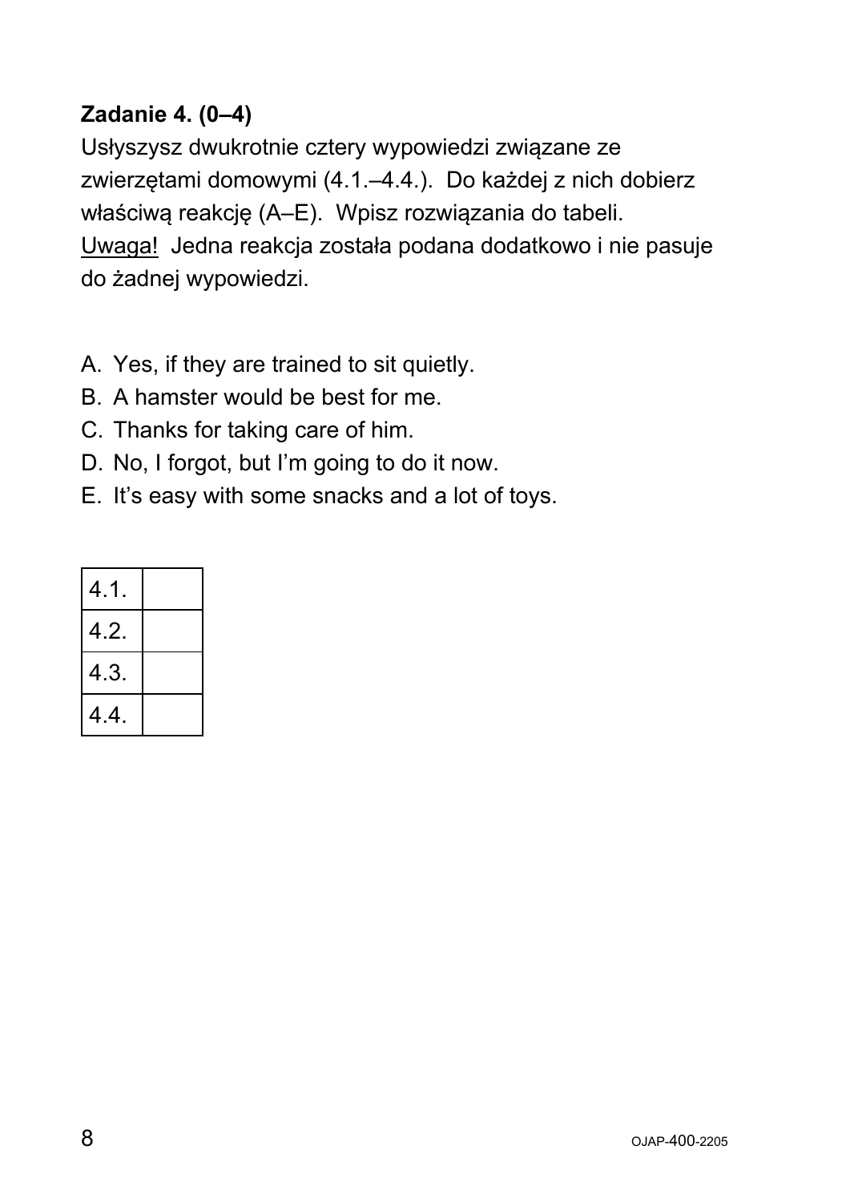**Zadanie 4. (0–4)**

Usłyszysz dwukrotnie cztery wypowiedzi związane ze zwierzętami domowymi (4.1.–4.4.). Do każdej z nich dobierz właściwą reakcję (A–E). Wpisz rozwiązania do tabeli.
Uwaga! Jedna reakcja została podana dodatkowo i nie pasuje do żadnej wypowiedzi.

A. Yes, if they are trained to sit quietly.
B. A hamster would be best for me.
C. Thanks for taking care of him.
D. No, I forgot, but I'm going to do it now.
E. It's easy with some snacks and a lot of toys.

| | |
|---|---|
| 4.1. | |
| 4.2. | |
| 4.3. | |
| 4.4. | |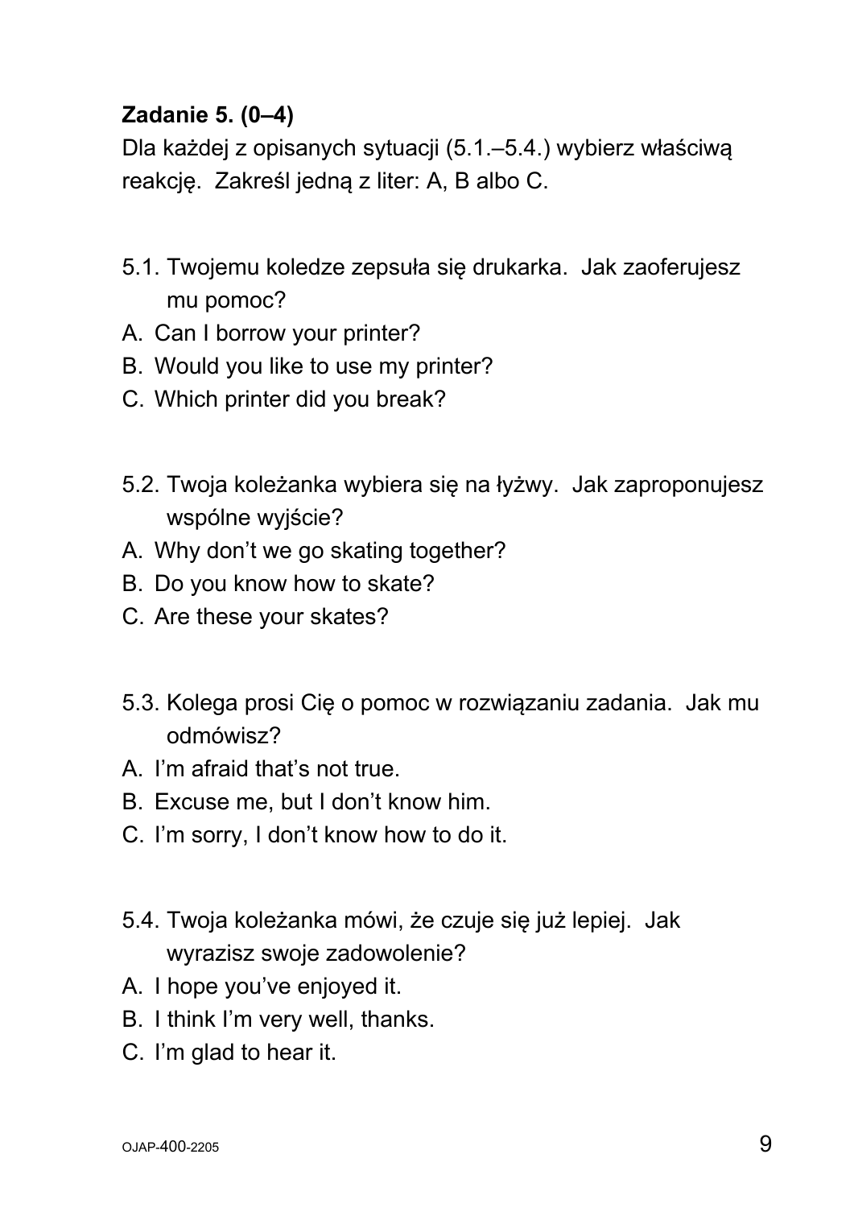**Zadanie 5. (0–4)**

Dla każdej z opisanych sytuacji (5.1.–5.4.) wybierz właściwą reakcję. Zakreśl jedną z liter: A, B albo C.

5.1. Twojemu koledze zepsuła się drukarka. Jak zaoferujesz mu pomoc?

A. Can I borrow your printer?
B. Would you like to use my printer?
C. Which printer did you break?

5.2. Twoja koleżanka wybiera się na łyżwy. Jak zaproponujesz wspólne wyjście?

A. Why don't we go skating together?
B. Do you know how to skate?
C. Are these your skates?

5.3. Kolega prosi Cię o pomoc w rozwiązaniu zadania. Jak mu odmówisz?

A. I'm afraid that's not true.
B. Excuse me, but I don't know him.
C. I'm sorry, I don't know how to do it.

5.4. Twoja koleżanka mówi, że czuje się już lepiej. Jak wyrazisz swoje zadowolenie?

A. I hope you've enjoyed it.
B. I think I'm very well, thanks.
C. I'm glad to hear it.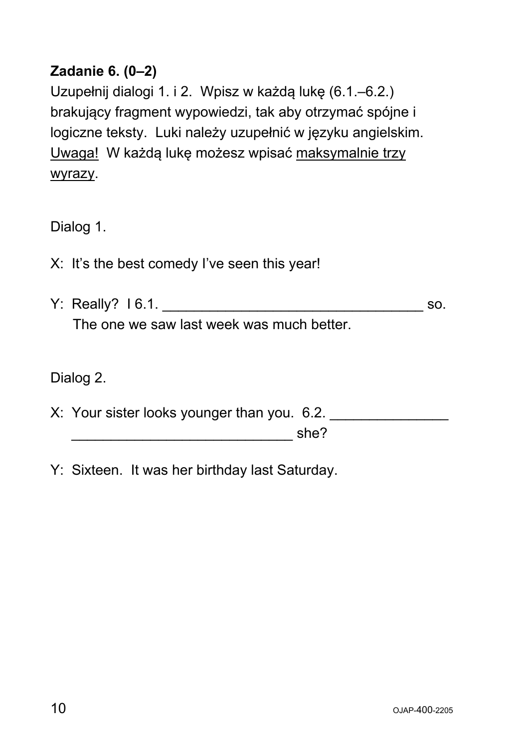**Zadanie 6. (0–2)**

Uzupełnij dialogi 1. i 2. Wpisz w każdą lukę (6.1.–6.2.) brakujący fragment wypowiedzi, tak aby otrzymać spójne i logiczne teksty. Luki należy uzupełnić w języku angielskim. Uwaga! W każdą lukę możesz wpisać maksymalnie trzy wyrazy.

Dialog 1.

X: It's the best comedy I've seen this year!

Y: Really? I 6.1. ________________________________ so. The one we saw last week was much better.

Dialog 2.

X: Your sister looks younger than you. 6.2. ______________ ____________________________ she?

Y: Sixteen. It was her birthday last Saturday.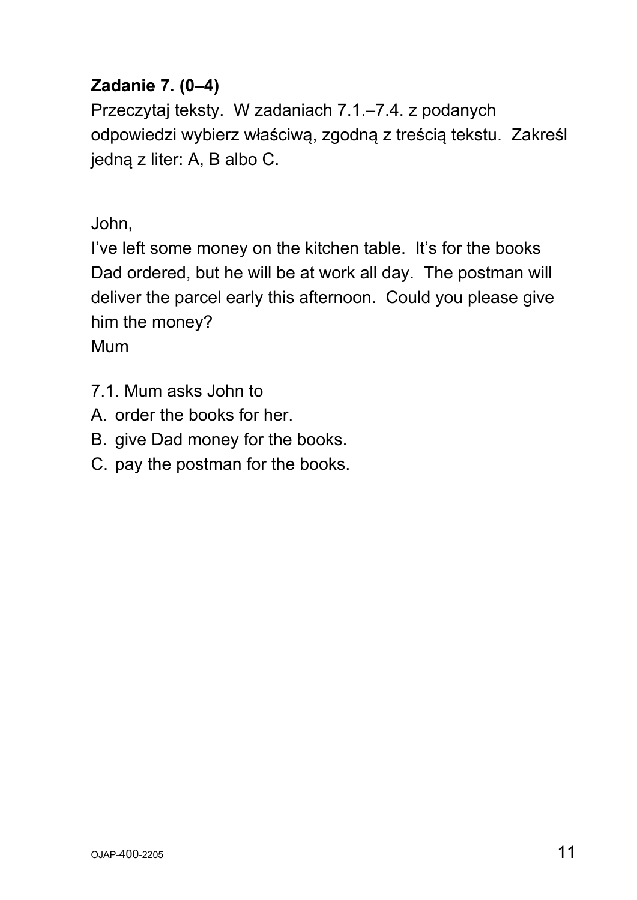**Zadanie 7. (0–4)**

Przeczytaj teksty. W zadaniach 7.1.–7.4. z podanych odpowiedzi wybierz właściwą, zgodną z treścią tekstu. Zakreśl jedną z liter: A, B albo C.

John,
I've left some money on the kitchen table. It's for the books Dad ordered, but he will be at work all day. The postman will deliver the parcel early this afternoon. Could you please give him the money?
Mum

7.1. Mum asks John to

A. order the books for her.
B. give Dad money for the books.
C. pay the postman for the books.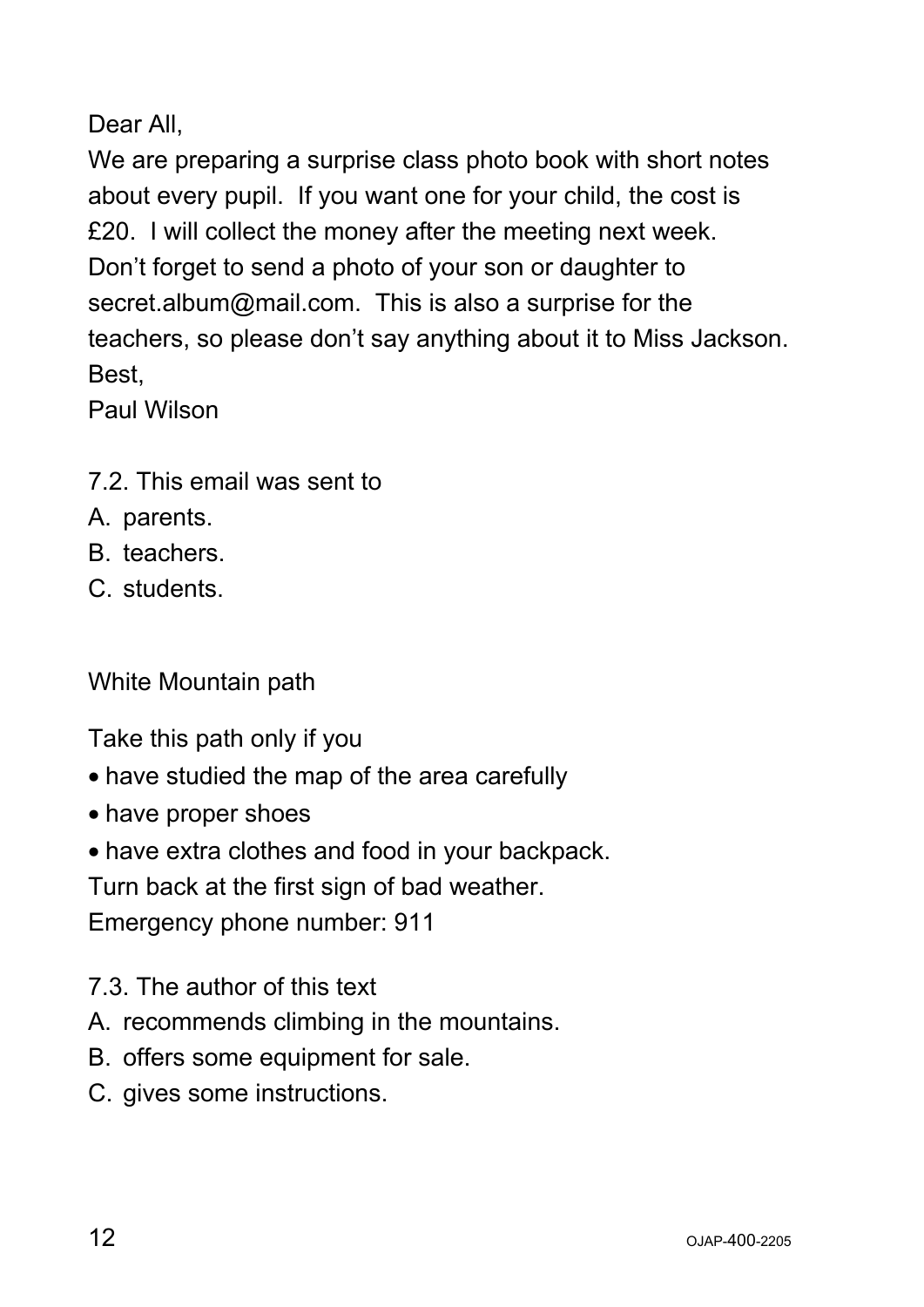Dear All,

We are preparing a surprise class photo book with short notes about every pupil. If you want one for your child, the cost is £20. I will collect the money after the meeting next week. Don't forget to send a photo of your son or daughter to secret.album@mail.com. This is also a surprise for the teachers, so please don't say anything about it to Miss Jackson.

Best,

Paul Wilson

7.2. This email was sent to

A. parents.

B. teachers.

C. students.

White Mountain path

Take this path only if you

- have studied the map of the area carefully
- have proper shoes
- have extra clothes and food in your backpack.

Turn back at the first sign of bad weather.

Emergency phone number: 911

7.3. The author of this text

A. recommends climbing in the mountains.

B. offers some equipment for sale.

C. gives some instructions.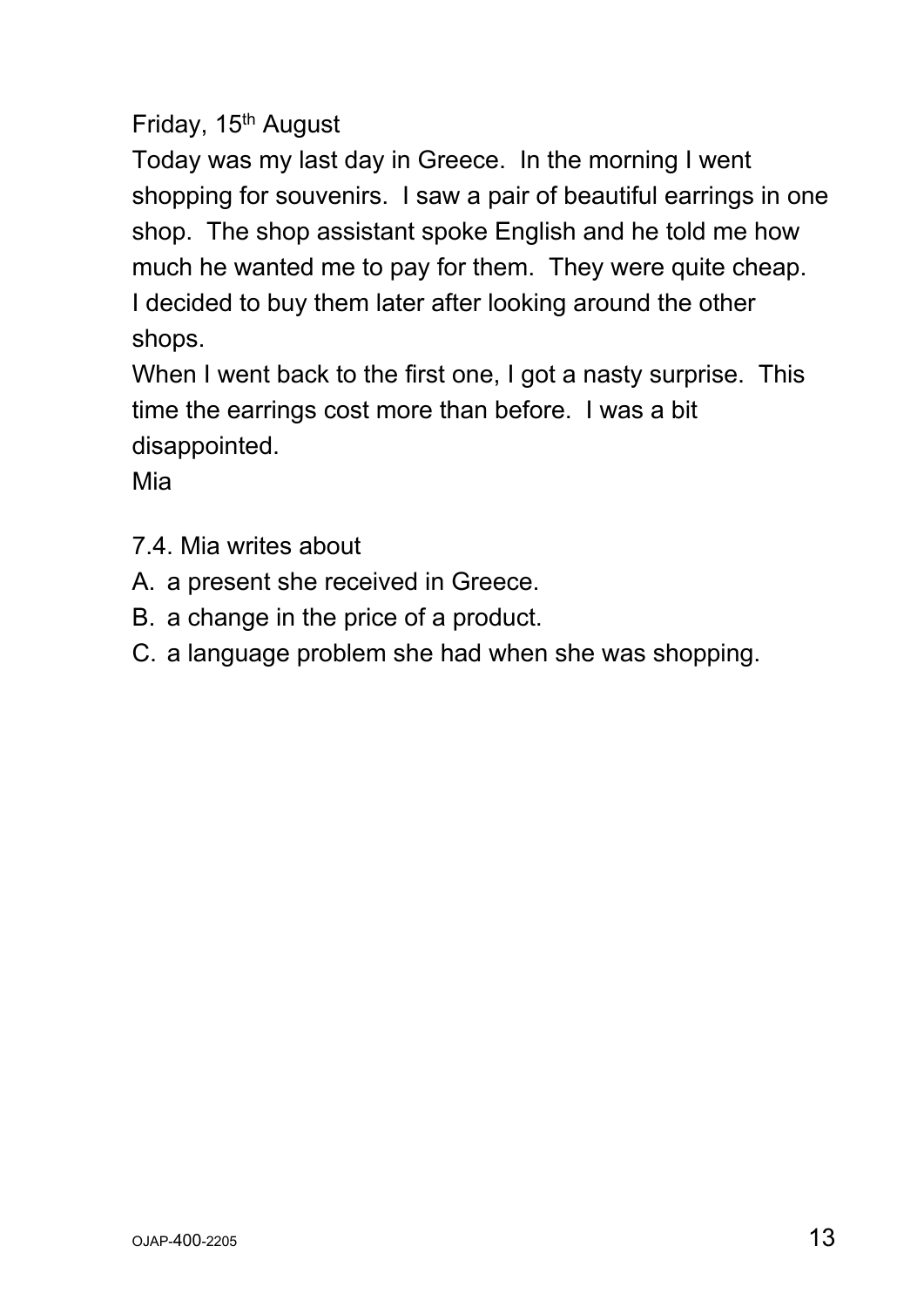Friday, 15th August

Today was my last day in Greece. In the morning I went shopping for souvenirs. I saw a pair of beautiful earrings in one shop. The shop assistant spoke English and he told me how much he wanted me to pay for them. They were quite cheap. I decided to buy them later after looking around the other shops.

When I went back to the first one, I got a nasty surprise. This time the earrings cost more than before. I was a bit disappointed.

Mia

7.4. Mia writes about

A. a present she received in Greece.
B. a change in the price of a product.
C. a language problem she had when she was shopping.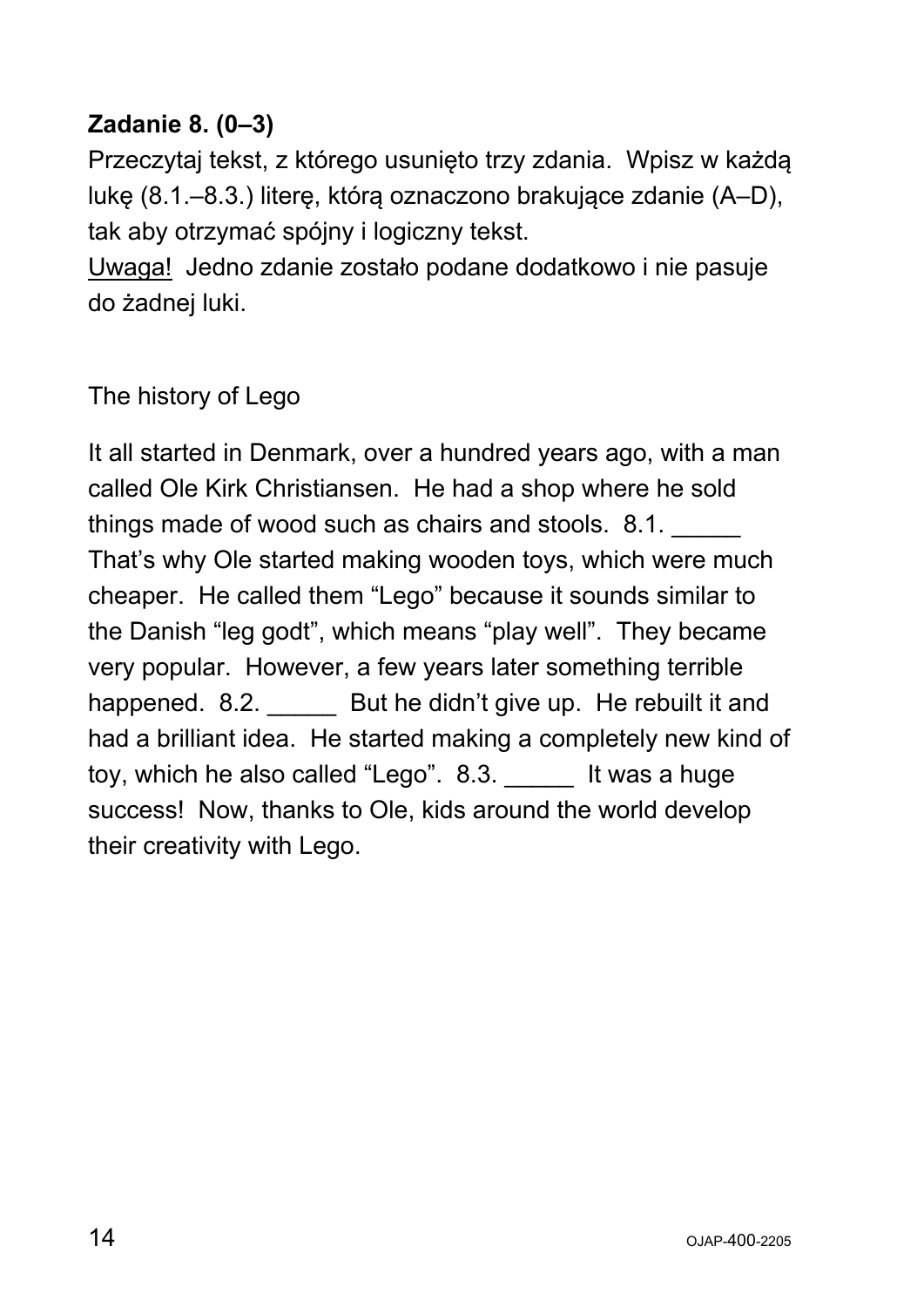**Zadanie 8. (0–3)**

Przeczytaj tekst, z którego usunięto trzy zdania. Wpisz w każdą lukę (8.1.–8.3.) literę, którą oznaczono brakujące zdanie (A–D), tak aby otrzymać spójny i logiczny tekst.

Uwaga! Jedno zdanie zostało podane dodatkowo i nie pasuje do żadnej luki.

The history of Lego

It all started in Denmark, over a hundred years ago, with a man called Ole Kirk Christiansen. He had a shop where he sold things made of wood such as chairs and stools. 8.1. _____ That's why Ole started making wooden toys, which were much cheaper. He called them "Lego" because it sounds similar to the Danish "leg godt", which means "play well". They became very popular. However, a few years later something terrible happened. 8.2. _____ But he didn't give up. He rebuilt it and had a brilliant idea. He started making a completely new kind of toy, which he also called "Lego". 8.3. _____ It was a huge success! Now, thanks to Ole, kids around the world develop their creativity with Lego.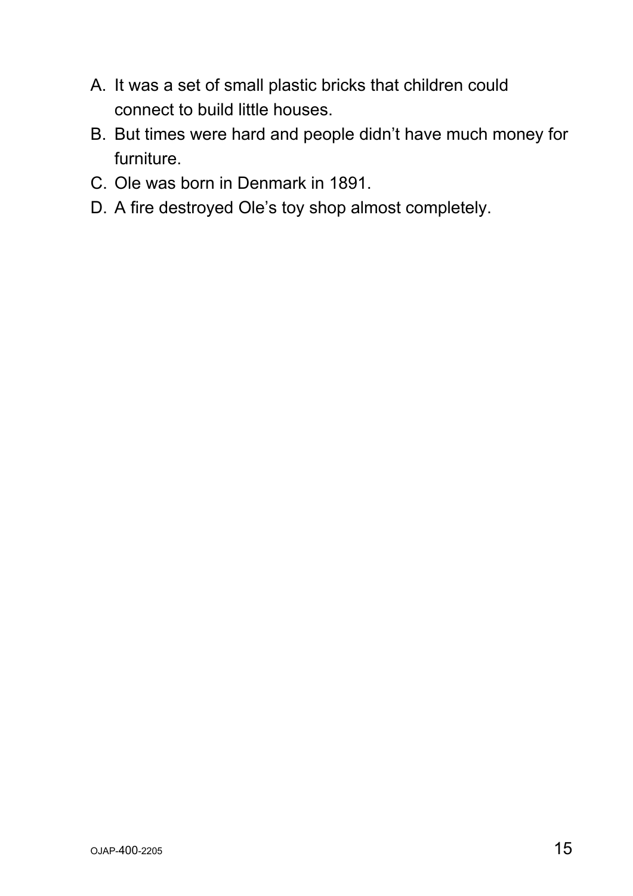A. It was a set of small plastic bricks that children could connect to build little houses.
B. But times were hard and people didn't have much money for furniture.
C. Ole was born in Denmark in 1891.
D. A fire destroyed Ole's toy shop almost completely.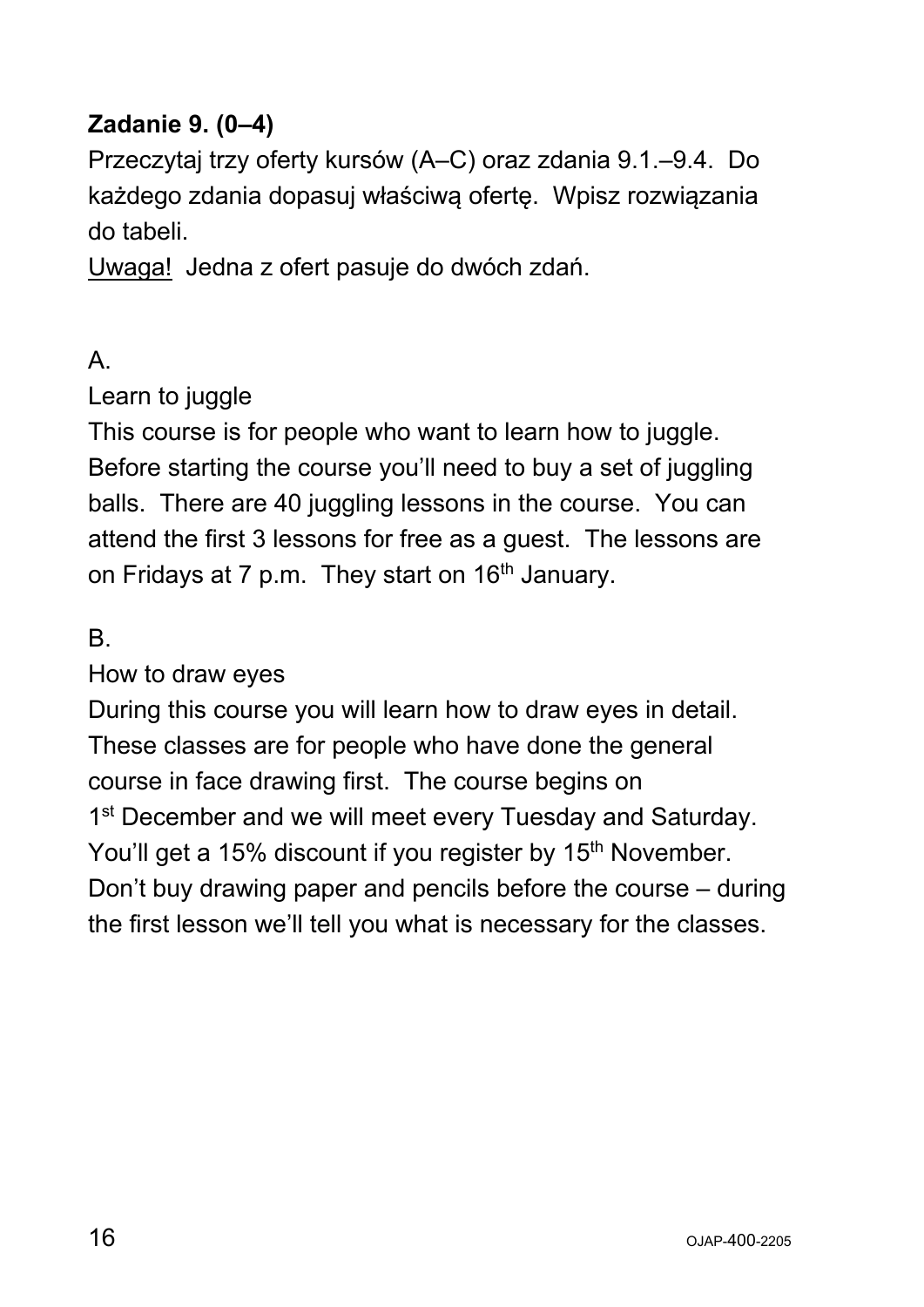**Zadanie 9. (0–4)**

Przeczytaj trzy oferty kursów (A–C) oraz zdania 9.1.–9.4. Do każdego zdania dopasuj właściwą ofertę. Wpisz rozwiązania do tabeli.

Uwaga! Jedna z ofert pasuje do dwóch zdań.

A.

Learn to juggle

This course is for people who want to learn how to juggle. Before starting the course you'll need to buy a set of juggling balls. There are 40 juggling lessons in the course. You can attend the first 3 lessons for free as a guest. The lessons are on Fridays at 7 p.m. They start on 16th January.

B.

How to draw eyes

During this course you will learn how to draw eyes in detail. These classes are for people who have done the general course in face drawing first. The course begins on 1st December and we will meet every Tuesday and Saturday. You'll get a 15% discount if you register by 15th November. Don't buy drawing paper and pencils before the course – during the first lesson we'll tell you what is necessary for the classes.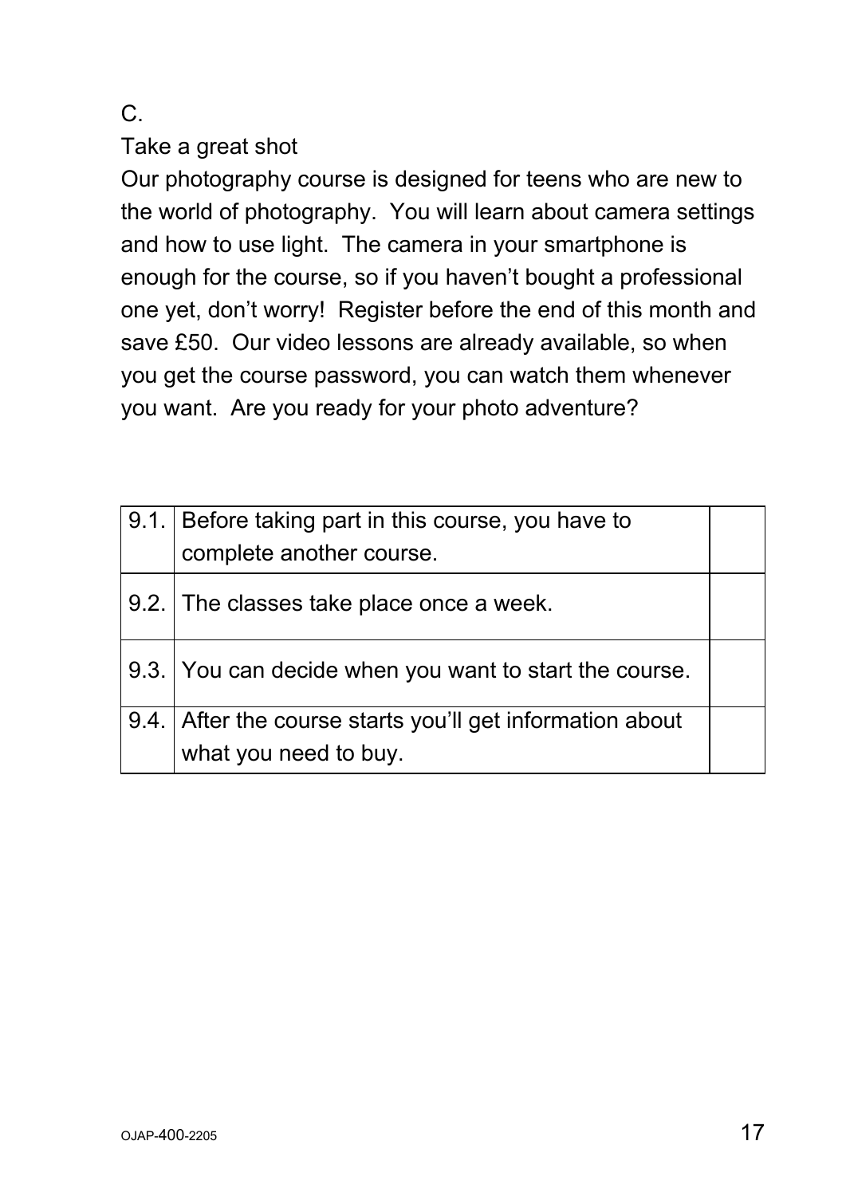C.

Take a great shot

Our photography course is designed for teens who are new to the world of photography. You will learn about camera settings and how to use light. The camera in your smartphone is enough for the course, so if you haven't bought a professional one yet, don't worry! Register before the end of this month and save £50. Our video lessons are already available, so when you get the course password, you can watch them whenever you want. Are you ready for your photo adventure?

| | | |
|---|---|---|
| 9.1. | Before taking part in this course, you have to complete another course. | |
| 9.2. | The classes take place once a week. | |
| 9.3. | You can decide when you want to start the course. | |
| 9.4. | After the course starts you'll get information about what you need to buy. | |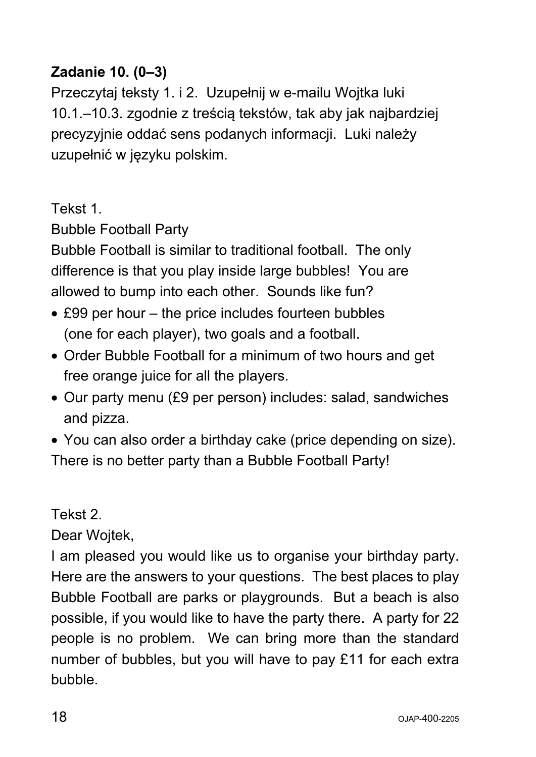**Zadanie 10. (0–3)**

Przeczytaj teksty 1. i 2. Uzupełnij w e-mailu Wojtka luki 10.1.–10.3. zgodnie z treścią tekstów, tak aby jak najbardziej precyzyjnie oddać sens podanych informacji. Luki należy uzupełnić w języku polskim.

Tekst 1.

Bubble Football Party

Bubble Football is similar to traditional football. The only difference is that you play inside large bubbles! You are allowed to bump into each other. Sounds like fun?

- £99 per hour – the price includes fourteen bubbles (one for each player), two goals and a football.
- Order Bubble Football for a minimum of two hours and get free orange juice for all the players.
- Our party menu (£9 per person) includes: salad, sandwiches and pizza.
- You can also order a birthday cake (price depending on size).

There is no better party than a Bubble Football Party!

Tekst 2.

Dear Wojtek,

I am pleased you would like us to organise your birthday party. Here are the answers to your questions. The best places to play Bubble Football are parks or playgrounds. But a beach is also possible, if you would like to have the party there. A party for 22 people is no problem. We can bring more than the standard number of bubbles, but you will have to pay £11 for each extra bubble.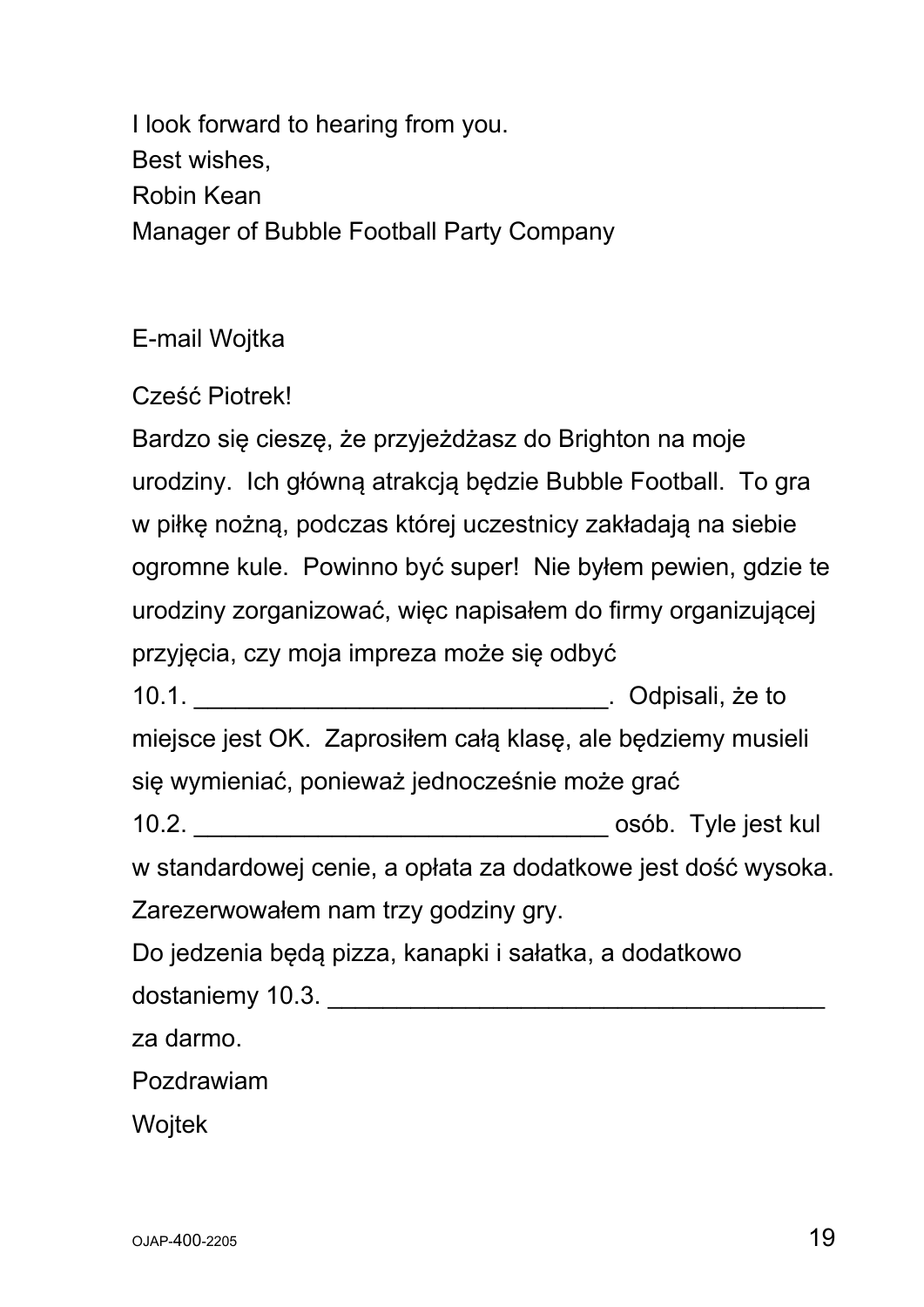I look forward to hearing from you.
Best wishes,
Robin Kean
Manager of Bubble Football Party Company

E-mail Wojtka

Cześć Piotrek!
Bardzo się cieszę, że przyjeżdżasz do Brighton na moje urodziny. Ich główną atrakcją będzie Bubble Football. To gra w piłkę nożną, podczas której uczestnicy zakładają na siebie ogromne kule. Powinno być super! Nie byłem pewien, gdzie te urodziny zorganizować, więc napisałem do firmy organizującej przyjęcia, czy moja impreza może się odbyć
10.1. ______________________________. Odpisali, że to miejsce jest OK. Zaprosiłem całą klasę, ale będziemy musieli się wymieniać, ponieważ jednocześnie może grać
10.2. ______________________________ osób. Tyle jest kul w standardowej cenie, a opłata za dodatkowe jest dość wysoka. Zarezerwowałem nam trzy godziny gry.
Do jedzenia będą pizza, kanapki i sałatka, a dodatkowo dostaniemy 10.3. ____________________________________ za darmo.
Pozdrawiam
Wojtek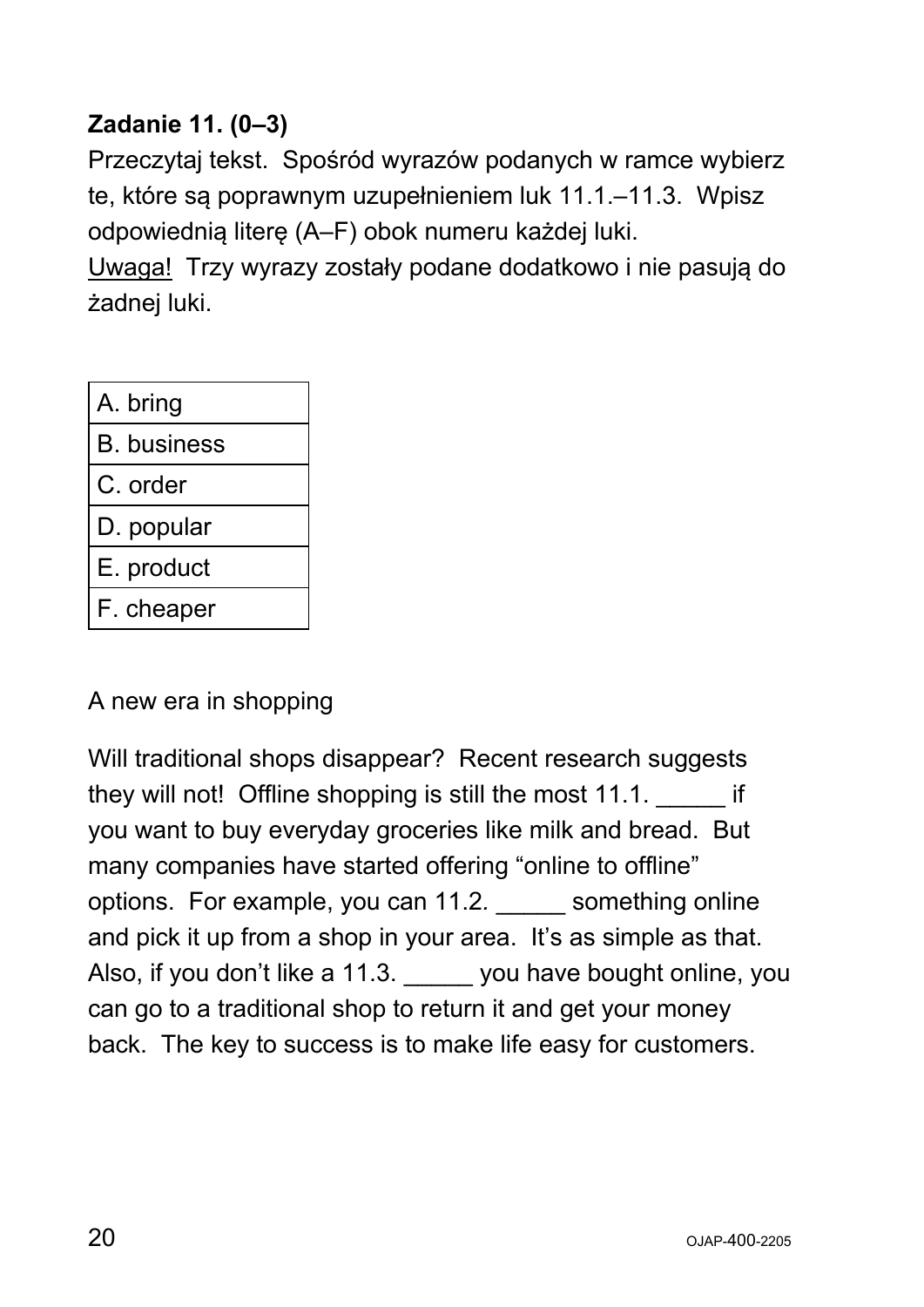**Zadanie 11. (0–3)**

Przeczytaj tekst. Spośród wyrazów podanych w ramce wybierz te, które są poprawnym uzupełnieniem luk 11.1.–11.3. Wpisz odpowiednią literę (A–F) obok numeru każdej luki.

Uwaga! Trzy wyrazy zostały podane dodatkowo i nie pasują do żadnej luki.

| A. bring |
|---|
| B. business |
| C. order |
| D. popular |
| E. product |
| F. cheaper |

A new era in shopping

Will traditional shops disappear? Recent research suggests they will not! Offline shopping is still the most 11.1. _____ if you want to buy everyday groceries like milk and bread. But many companies have started offering "online to offline" options. For example, you can 11.2. _____ something online and pick it up from a shop in your area. It's as simple as that. Also, if you don't like a 11.3. _____ you have bought online, you can go to a traditional shop to return it and get your money back. The key to success is to make life easy for customers.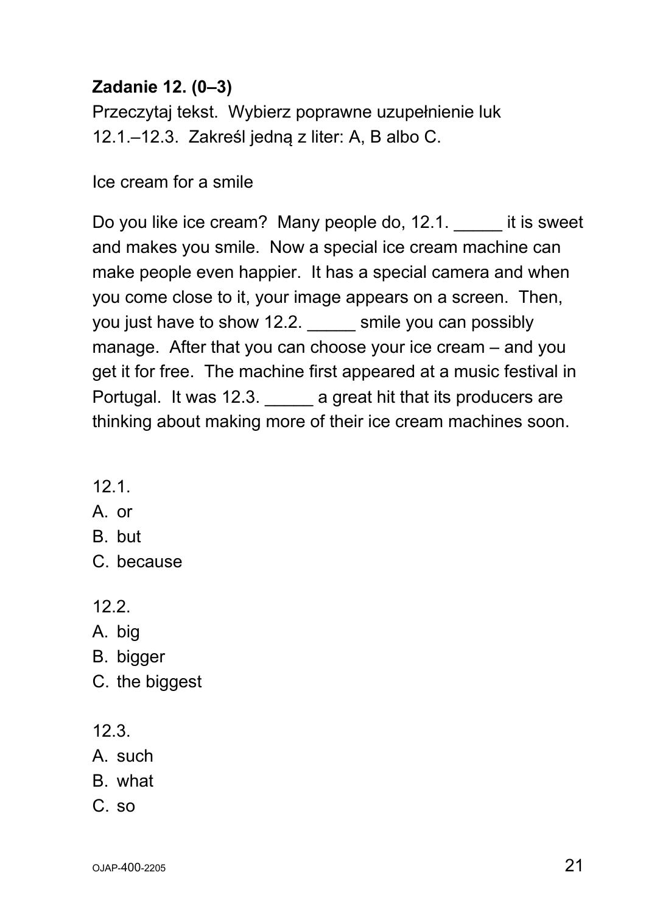**Zadanie 12. (0–3)**

Przeczytaj tekst. Wybierz poprawne uzupełnienie luk 12.1.–12.3. Zakreśl jedną z liter: A, B albo C.

Ice cream for a smile

Do you like ice cream? Many people do, 12.1. _____ it is sweet and makes you smile. Now a special ice cream machine can make people even happier. It has a special camera and when you come close to it, your image appears on a screen. Then, you just have to show 12.2. _____ smile you can possibly manage. After that you can choose your ice cream – and you get it for free. The machine first appeared at a music festival in Portugal. It was 12.3. _____ a great hit that its producers are thinking about making more of their ice cream machines soon.

12.1.
A. or
B. but
C. because

12.2.
A. big
B. bigger
C. the biggest

12.3.
A. such
B. what
C. so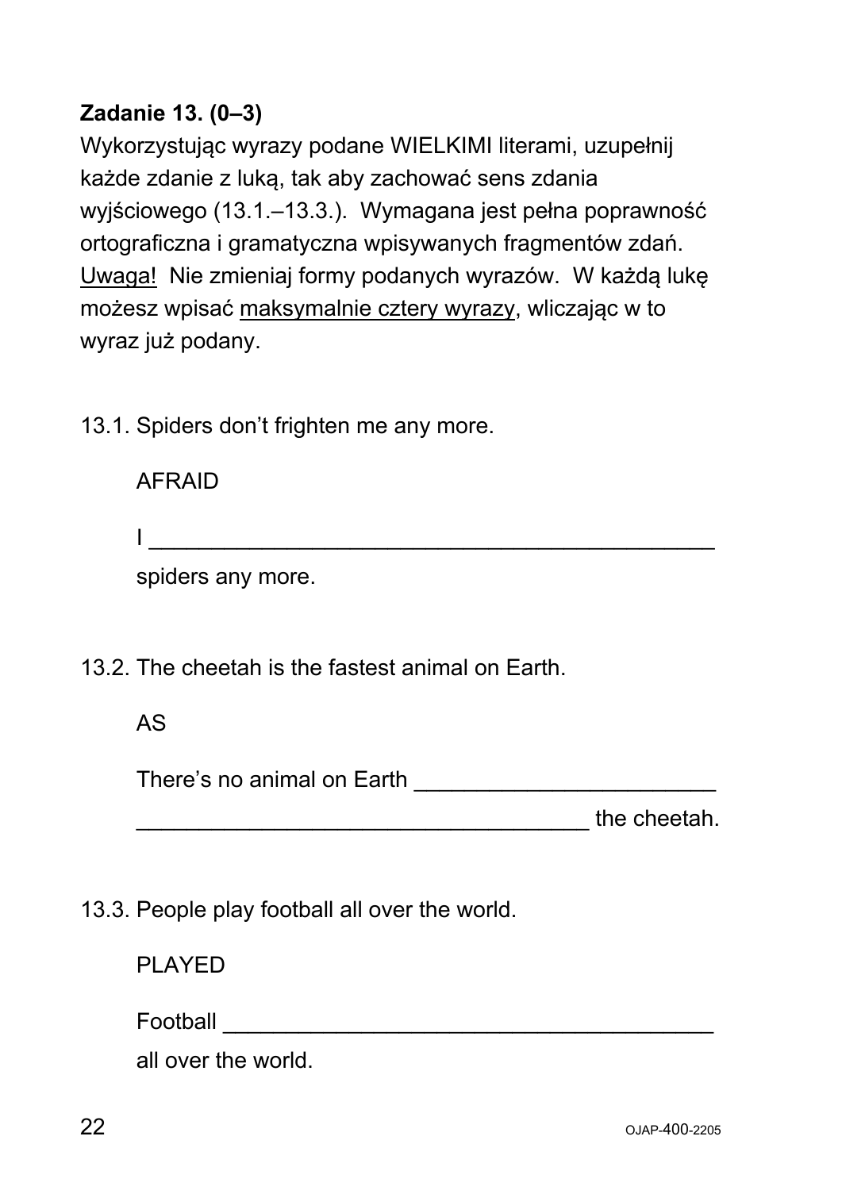**Zadanie 13. (0–3)**

Wykorzystując wyrazy podane WIELKIMI literami, uzupełnij każde zdanie z luką, tak aby zachować sens zdania wyjściowego (13.1.–13.3.). Wymagana jest pełna poprawność ortograficzna i gramatyczna wpisywanych fragmentów zdań. Uwaga! Nie zmieniaj formy podanych wyrazów. W każdą lukę możesz wpisać maksymalnie cztery wyrazy, wliczając w to wyraz już podany.

13.1. Spiders don't frighten me any more.

AFRAID

I ______________________________________________
spiders any more.

13.2. The cheetah is the fastest animal on Earth.

AS

There's no animal on Earth ________________________
____________________________________ the cheetah.

13.3. People play football all over the world.

PLAYED

Football ________________________________________
all over the world.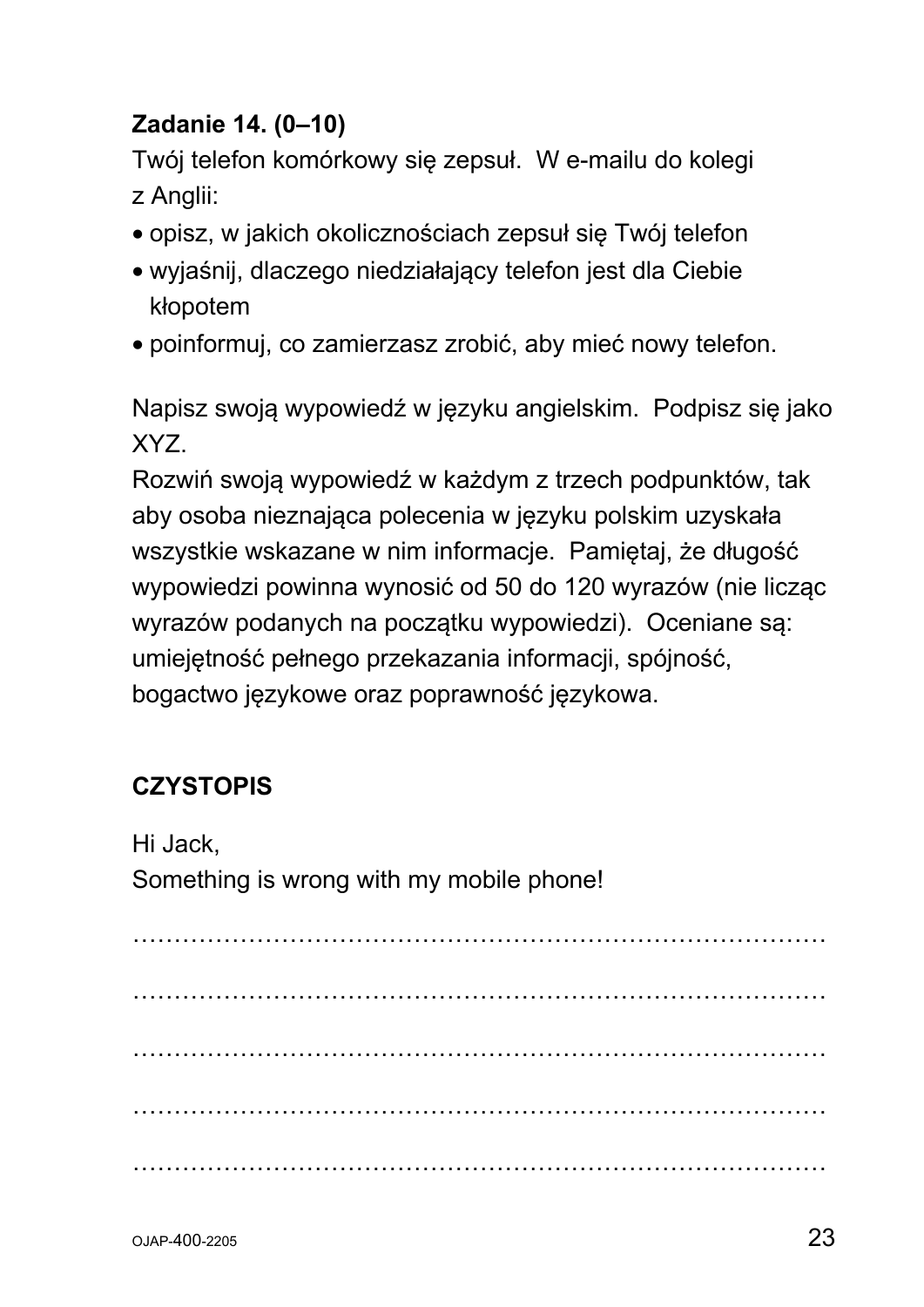**Zadanie 14. (0–10)**

Twój telefon komórkowy się zepsuł. W e-mailu do kolegi z Anglii:

- opisz, w jakich okolicznościach zepsuł się Twój telefon
- wyjaśnij, dlaczego niedziałający telefon jest dla Ciebie kłopotem
- poinformuj, co zamierzasz zrobić, aby mieć nowy telefon.

Napisz swoją wypowiedź w języku angielskim. Podpisz się jako XYZ.

Rozwiń swoją wypowiedź w każdym z trzech podpunktów, tak aby osoba nieznająca polecenia w języku polskim uzyskała wszystkie wskazane w nim informacje. Pamiętaj, że długość wypowiedzi powinna wynosić od 50 do 120 wyrazów (nie licząc wyrazów podanych na początku wypowiedzi). Oceniane są: umiejętność pełnego przekazania informacji, spójność, bogactwo językowe oraz poprawność językowa.

**CZYSTOPIS**

Hi Jack,
Something is wrong with my mobile phone!

…………………………………………………………………………

…………………………………………………………………………

…………………………………………………………………………

…………………………………………………………………………

…………………………………………………………………………

OJAP-400-2205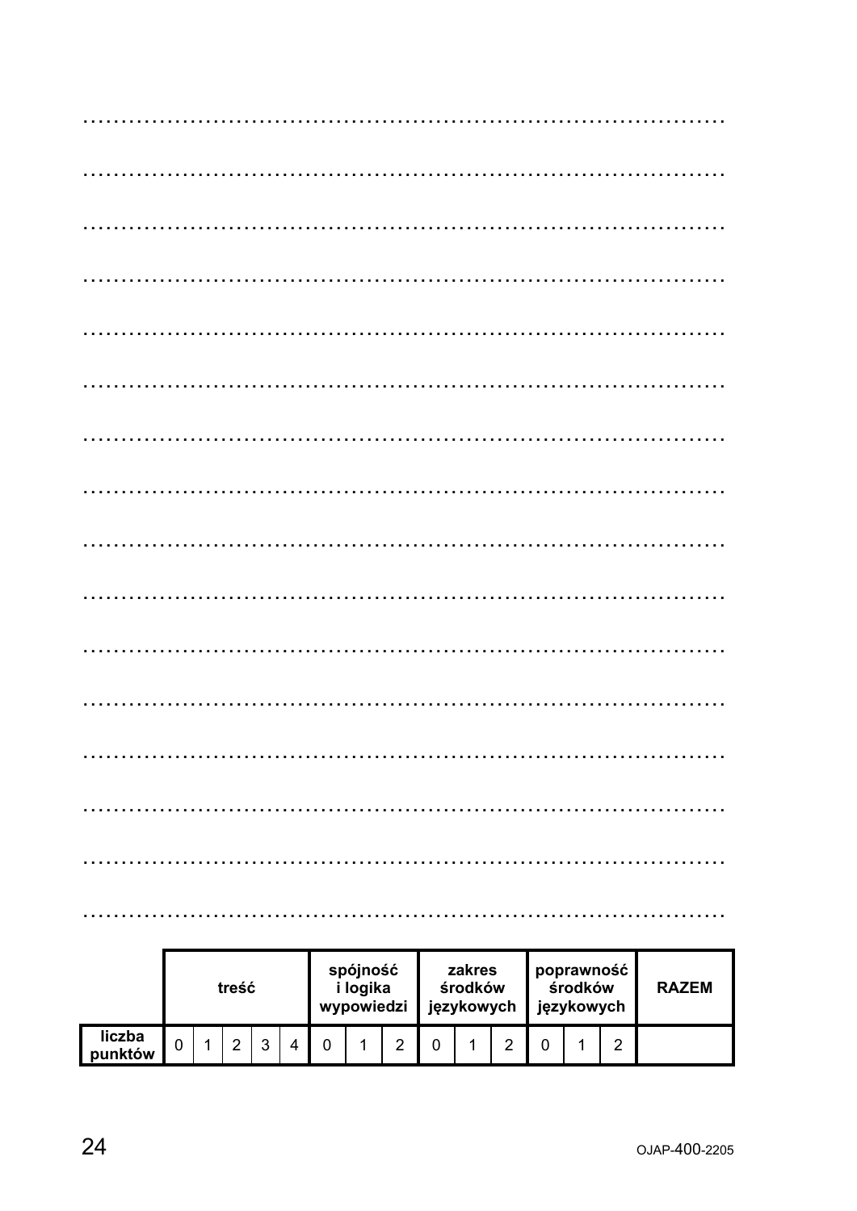……………………………………………………………………………………

……………………………………………………………………………………

……………………………………………………………………………………

……………………………………………………………………………………

……………………………………………………………………………………

……………………………………………………………………………………

……………………………………………………………………………………

……………………………………………………………………………………

……………………………………………………………………………………

……………………………………………………………………………………

……………………………………………………………………………………

……………………………………………………………………………………

……………………………………………………………………………………

……………………………………………………………………………………

……………………………………………………………………………………

……………………………………………………………………………………

| | **treść** | | | | | **spójność i logika wypowiedzi** | | | **zakres środków językowych** | | | **poprawność środków językowych** | | | **RAZEM** |
|---|---|---|---|---|---|---|---|---|---|---|---|---|---|---|---|
| **liczba punktów** | 0 | 1 | 2 | 3 | 4 | 0 | 1 | 2 | 0 | 1 | 2 | 0 | 1 | 2 | |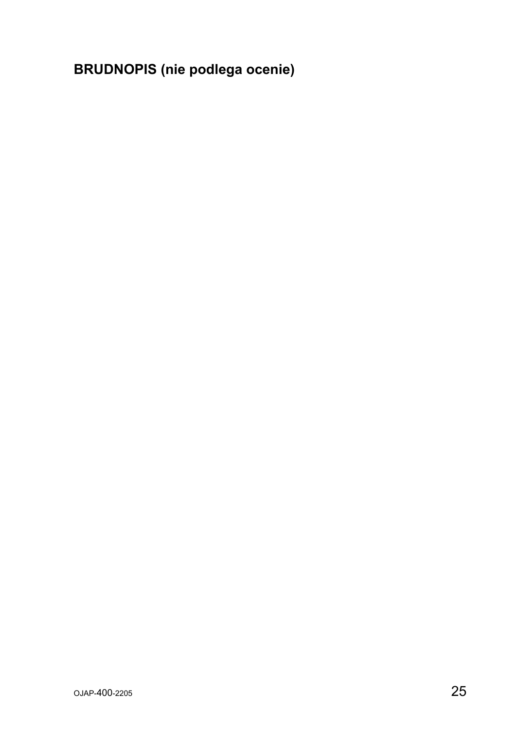**BRUDNOPIS (nie podlega ocenie)**